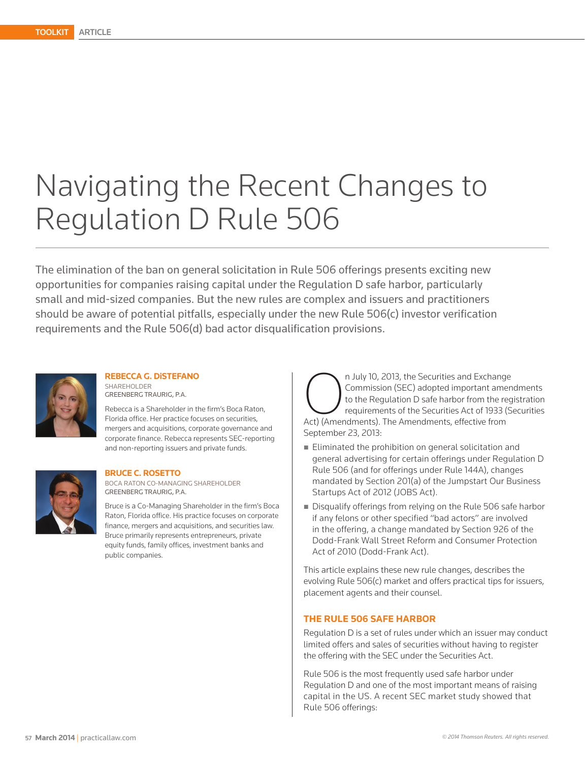# Navigating the Recent Changes to Regulation D Rule 506

The elimination of the ban on general solicitation in Rule 506 offerings presents exciting new opportunities for companies raising capital under the Regulation D safe harbor, particularly small and mid-sized companies. But the new rules are complex and issuers and practitioners should be aware of potential pitfalls, especially under the new Rule 506(c) investor verification requirements and the Rule 506(d) bad actor disqualification provisions.

**REBECCA G. DiSTEFANO**
SHAREHOLDER
GREENBERG TRAURIG, P.A.

Rebecca is a Shareholder in the firm's Boca Raton, Florida office. Her practice focuses on securities, mergers and acquisitions, corporate governance and corporate finance. Rebecca represents SEC-reporting and non-reporting issuers and private funds.

**BRUCE C. ROSETTO**
BOCA RATON CO-MANAGING SHAREHOLDER
GREENBERG TRAURIG, P.A.

Bruce is a Co-Managing Shareholder in the firm's Boca Raton, Florida office. His practice focuses on corporate finance, mergers and acquisitions, and securities law. Bruce primarily represents entrepreneurs, private equity funds, family offices, investment banks and public companies.

On July 10, 2013, the Securities and Exchange Commission (SEC) adopted important amendments to the Regulation D safe harbor from the registration requirements of the Securities Act of 1933 (Securities Act) (Amendments). The Amendments, effective from September 23, 2013:

- Eliminated the prohibition on general solicitation and general advertising for certain offerings under Regulation D Rule 506 (and for offerings under Rule 144A), changes mandated by Section 201(a) of the Jumpstart Our Business Startups Act of 2012 (JOBS Act).
- Disqualify offerings from relying on the Rule 506 safe harbor if any felons or other specified "bad actors" are involved in the offering, a change mandated by Section 926 of the Dodd-Frank Wall Street Reform and Consumer Protection Act of 2010 (Dodd-Frank Act).

This article explains these new rule changes, describes the evolving Rule 506(c) market and offers practical tips for issuers, placement agents and their counsel.

## THE RULE 506 SAFE HARBOR

Regulation D is a set of rules under which an issuer may conduct limited offers and sales of securities without having to register the offering with the SEC under the Securities Act.

Rule 506 is the most frequently used safe harbor under Regulation D and one of the most important means of raising capital in the US. A recent SEC market study showed that Rule 506 offerings: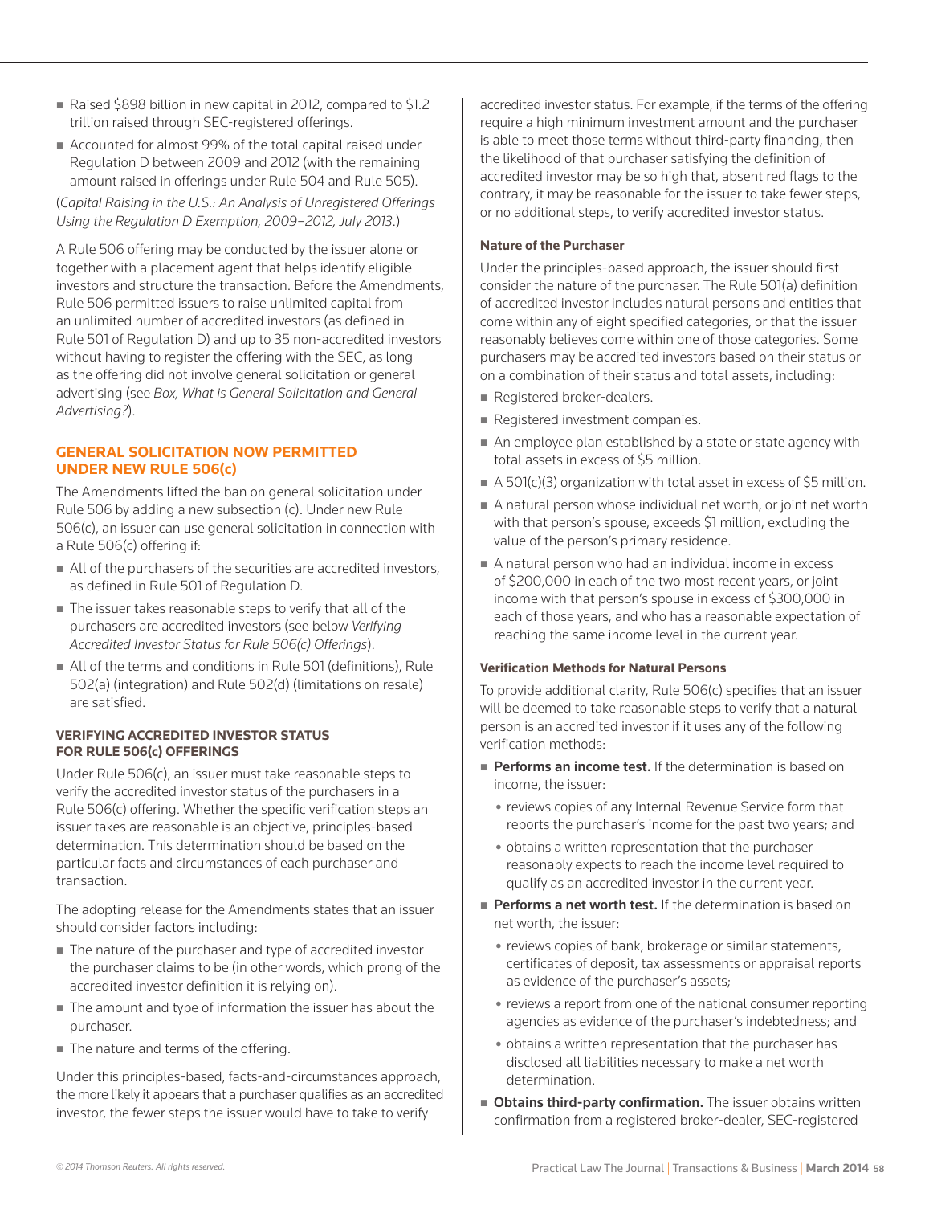- Raised $898 billion in new capital in 2012, compared to $1.2 trillion raised through SEC-registered offerings.
- Accounted for almost 99% of the total capital raised under Regulation D between 2009 and 2012 (with the remaining amount raised in offerings under Rule 504 and Rule 505).

(*Capital Raising in the U.S.: An Analysis of Unregistered Offerings Using the Regulation D Exemption, 2009–2012, July 2013*.)

A Rule 506 offering may be conducted by the issuer alone or together with a placement agent that helps identify eligible investors and structure the transaction. Before the Amendments, Rule 506 permitted issuers to raise unlimited capital from an unlimited number of accredited investors (as defined in Rule 501 of Regulation D) and up to 35 non-accredited investors without having to register the offering with the SEC, as long as the offering did not involve general solicitation or general advertising (see *Box, What is General Solicitation and General Advertising?*).

## GENERAL SOLICITATION NOW PERMITTED UNDER NEW RULE 506(c)

The Amendments lifted the ban on general solicitation under Rule 506 by adding a new subsection (c). Under new Rule 506(c), an issuer can use general solicitation in connection with a Rule 506(c) offering if:

- All of the purchasers of the securities are accredited investors, as defined in Rule 501 of Regulation D.
- The issuer takes reasonable steps to verify that all of the purchasers are accredited investors (see below *Verifying Accredited Investor Status for Rule 506(c) Offerings*).
- All of the terms and conditions in Rule 501 (definitions), Rule 502(a) (integration) and Rule 502(d) (limitations on resale) are satisfied.

### VERIFYING ACCREDITED INVESTOR STATUS FOR RULE 506(c) OFFERINGS

Under Rule 506(c), an issuer must take reasonable steps to verify the accredited investor status of the purchasers in a Rule 506(c) offering. Whether the specific verification steps an issuer takes are reasonable is an objective, principles-based determination. This determination should be based on the particular facts and circumstances of each purchaser and transaction.

The adopting release for the Amendments states that an issuer should consider factors including:

- The nature of the purchaser and type of accredited investor the purchaser claims to be (in other words, which prong of the accredited investor definition it is relying on).
- The amount and type of information the issuer has about the purchaser.
- The nature and terms of the offering.

Under this principles-based, facts-and-circumstances approach, the more likely it appears that a purchaser qualifies as an accredited investor, the fewer steps the issuer would have to take to verify accredited investor status. For example, if the terms of the offering require a high minimum investment amount and the purchaser is able to meet those terms without third-party financing, then the likelihood of that purchaser satisfying the definition of accredited investor may be so high that, absent red flags to the contrary, it may be reasonable for the issuer to take fewer steps, or no additional steps, to verify accredited investor status.

#### Nature of the Purchaser

Under the principles-based approach, the issuer should first consider the nature of the purchaser. The Rule 501(a) definition of accredited investor includes natural persons and entities that come within any of eight specified categories, or that the issuer reasonably believes come within one of those categories. Some purchasers may be accredited investors based on their status or on a combination of their status and total assets, including:

- Registered broker-dealers.
- Registered investment companies.
- An employee plan established by a state or state agency with total assets in excess of $5 million.
- A 501(c)(3) organization with total asset in excess of $5 million.
- A natural person whose individual net worth, or joint net worth with that person's spouse, exceeds $1 million, excluding the value of the person's primary residence.
- A natural person who had an individual income in excess of $200,000 in each of the two most recent years, or joint income with that person's spouse in excess of $300,000 in each of those years, and who has a reasonable expectation of reaching the same income level in the current year.

#### Verification Methods for Natural Persons

To provide additional clarity, Rule 506(c) specifies that an issuer will be deemed to take reasonable steps to verify that a natural person is an accredited investor if it uses any of the following verification methods:

- **Performs an income test.** If the determination is based on income, the issuer:
  - reviews copies of any Internal Revenue Service form that reports the purchaser's income for the past two years; and
  - obtains a written representation that the purchaser reasonably expects to reach the income level required to qualify as an accredited investor in the current year.
- **Performs a net worth test.** If the determination is based on net worth, the issuer:
  - reviews copies of bank, brokerage or similar statements, certificates of deposit, tax assessments or appraisal reports as evidence of the purchaser's assets;
  - reviews a report from one of the national consumer reporting agencies as evidence of the purchaser's indebtedness; and
  - obtains a written representation that the purchaser has disclosed all liabilities necessary to make a net worth determination.
- **Obtains third-party confirmation.** The issuer obtains written confirmation from a registered broker-dealer, SEC-registered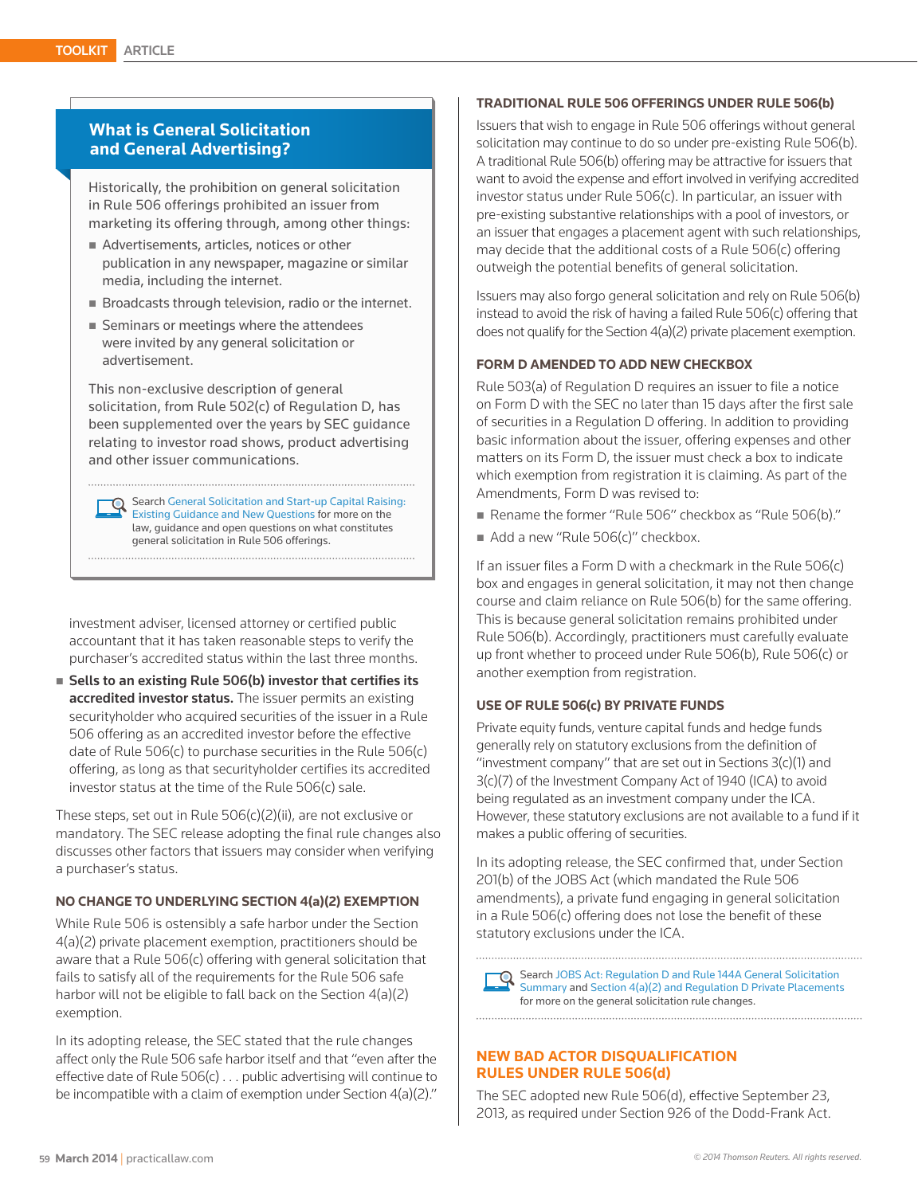## What is General Solicitation and General Advertising?

Historically, the prohibition on general solicitation in Rule 506 offerings prohibited an issuer from marketing its offering through, among other things:

- Advertisements, articles, notices or other publication in any newspaper, magazine or similar media, including the internet.
- Broadcasts through television, radio or the internet.
- Seminars or meetings where the attendees were invited by any general solicitation or advertisement.

This non-exclusive description of general solicitation, from Rule 502(c) of Regulation D, has been supplemented over the years by SEC guidance relating to investor road shows, product advertising and other issuer communications.

Search General Solicitation and Start-up Capital Raising: Existing Guidance and New Questions for more on the law, guidance and open questions on what constitutes general solicitation in Rule 506 offerings.

investment adviser, licensed attorney or certified public accountant that it has taken reasonable steps to verify the purchaser's accredited status within the last three months.

- **Sells to an existing Rule 506(b) investor that certifies its accredited investor status.** The issuer permits an existing securityholder who acquired securities of the issuer in a Rule 506 offering as an accredited investor before the effective date of Rule 506(c) to purchase securities in the Rule 506(c) offering, as long as that securityholder certifies its accredited investor status at the time of the Rule 506(c) sale.

These steps, set out in Rule 506(c)(2)(ii), are not exclusive or mandatory. The SEC release adopting the final rule changes also discusses other factors that issuers may consider when verifying a purchaser's status.

### NO CHANGE TO UNDERLYING SECTION 4(a)(2) EXEMPTION

While Rule 506 is ostensibly a safe harbor under the Section 4(a)(2) private placement exemption, practitioners should be aware that a Rule 506(c) offering with general solicitation that fails to satisfy all of the requirements for the Rule 506 safe harbor will not be eligible to fall back on the Section 4(a)(2) exemption.

In its adopting release, the SEC stated that the rule changes affect only the Rule 506 safe harbor itself and that "even after the effective date of Rule 506(c) . . . public advertising will continue to be incompatible with a claim of exemption under Section 4(a)(2)."

### TRADITIONAL RULE 506 OFFERINGS UNDER RULE 506(b)

Issuers that wish to engage in Rule 506 offerings without general solicitation may continue to do so under pre-existing Rule 506(b). A traditional Rule 506(b) offering may be attractive for issuers that want to avoid the expense and effort involved in verifying accredited investor status under Rule 506(c). In particular, an issuer with pre-existing substantive relationships with a pool of investors, or an issuer that engages a placement agent with such relationships, may decide that the additional costs of a Rule 506(c) offering outweigh the potential benefits of general solicitation.

Issuers may also forgo general solicitation and rely on Rule 506(b) instead to avoid the risk of having a failed Rule 506(c) offering that does not qualify for the Section 4(a)(2) private placement exemption.

### FORM D AMENDED TO ADD NEW CHECKBOX

Rule 503(a) of Regulation D requires an issuer to file a notice on Form D with the SEC no later than 15 days after the first sale of securities in a Regulation D offering. In addition to providing basic information about the issuer, offering expenses and other matters on its Form D, the issuer must check a box to indicate which exemption from registration it is claiming. As part of the Amendments, Form D was revised to:

- Rename the former "Rule 506" checkbox as "Rule 506(b)."
- Add a new "Rule 506(c)" checkbox.

If an issuer files a Form D with a checkmark in the Rule 506(c) box and engages in general solicitation, it may not then change course and claim reliance on Rule 506(b) for the same offering. This is because general solicitation remains prohibited under Rule 506(b). Accordingly, practitioners must carefully evaluate up front whether to proceed under Rule 506(b), Rule 506(c) or another exemption from registration.

### USE OF RULE 506(c) BY PRIVATE FUNDS

Private equity funds, venture capital funds and hedge funds generally rely on statutory exclusions from the definition of "investment company" that are set out in Sections 3(c)(1) and 3(c)(7) of the Investment Company Act of 1940 (ICA) to avoid being regulated as an investment company under the ICA. However, these statutory exclusions are not available to a fund if it makes a public offering of securities.

In its adopting release, the SEC confirmed that, under Section 201(b) of the JOBS Act (which mandated the Rule 506 amendments), a private fund engaging in general solicitation in a Rule 506(c) offering does not lose the benefit of these statutory exclusions under the ICA.

Search JOBS Act: Regulation D and Rule 144A General Solicitation Summary and Section 4(a)(2) and Regulation D Private Placements for more on the general solicitation rule changes.

## NEW BAD ACTOR DISQUALIFICATION RULES UNDER RULE 506(d)

The SEC adopted new Rule 506(d), effective September 23, 2013, as required under Section 926 of the Dodd-Frank Act.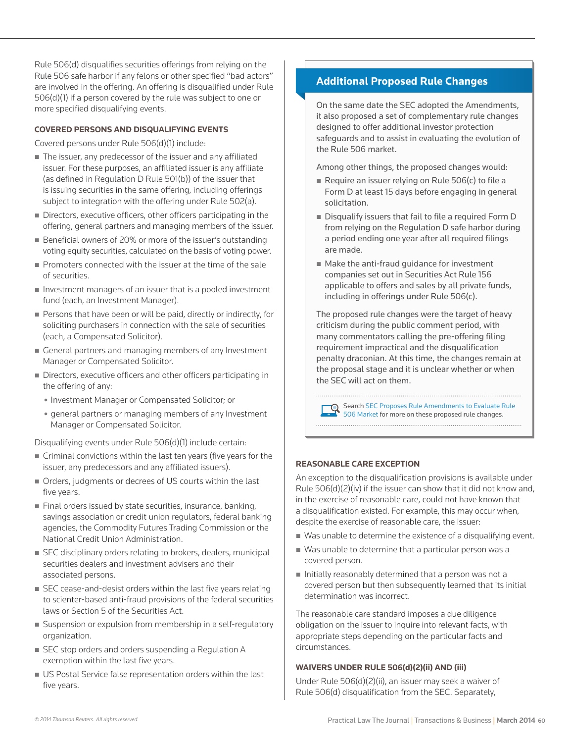Rule 506(d) disqualifies securities offerings from relying on the Rule 506 safe harbor if any felons or other specified "bad actors" are involved in the offering. An offering is disqualified under Rule 506(d)(1) if a person covered by the rule was subject to one or more specified disqualifying events.

### COVERED PERSONS AND DISQUALIFYING EVENTS

Covered persons under Rule 506(d)(1) include:

- The issuer, any predecessor of the issuer and any affiliated issuer. For these purposes, an affiliated issuer is any affiliate (as defined in Regulation D Rule 501(b)) of the issuer that is issuing securities in the same offering, including offerings subject to integration with the offering under Rule 502(a).
- Directors, executive officers, other officers participating in the offering, general partners and managing members of the issuer.
- Beneficial owners of 20% or more of the issuer's outstanding voting equity securities, calculated on the basis of voting power.
- Promoters connected with the issuer at the time of the sale of securities.
- Investment managers of an issuer that is a pooled investment fund (each, an Investment Manager).
- Persons that have been or will be paid, directly or indirectly, for soliciting purchasers in connection with the sale of securities (each, a Compensated Solicitor).
- General partners and managing members of any Investment Manager or Compensated Solicitor.
- Directors, executive officers and other officers participating in the offering of any:
  - Investment Manager or Compensated Solicitor; or
  - general partners or managing members of any Investment Manager or Compensated Solicitor.

Disqualifying events under Rule 506(d)(1) include certain:

- Criminal convictions within the last ten years (five years for the issuer, any predecessors and any affiliated issuers).
- Orders, judgments or decrees of US courts within the last five years.
- Final orders issued by state securities, insurance, banking, savings association or credit union regulators, federal banking agencies, the Commodity Futures Trading Commission or the National Credit Union Administration.
- SEC disciplinary orders relating to brokers, dealers, municipal securities dealers and investment advisers and their associated persons.
- SEC cease-and-desist orders within the last five years relating to scienter-based anti-fraud provisions of the federal securities laws or Section 5 of the Securities Act.
- Suspension or expulsion from membership in a self-regulatory organization.
- SEC stop orders and orders suspending a Regulation A exemption within the last five years.
- US Postal Service false representation orders within the last five years.

## Additional Proposed Rule Changes

On the same date the SEC adopted the Amendments, it also proposed a set of complementary rule changes designed to offer additional investor protection safeguards and to assist in evaluating the evolution of the Rule 506 market.

Among other things, the proposed changes would:

- Require an issuer relying on Rule 506(c) to file a Form D at least 15 days before engaging in general solicitation.
- Disqualify issuers that fail to file a required Form D from relying on the Regulation D safe harbor during a period ending one year after all required filings are made.
- Make the anti-fraud guidance for investment companies set out in Securities Act Rule 156 applicable to offers and sales by all private funds, including in offerings under Rule 506(c).

The proposed rule changes were the target of heavy criticism during the public comment period, with many commentators calling the pre-offering filing requirement impractical and the disqualification penalty draconian. At this time, the changes remain at the proposal stage and it is unclear whether or when the SEC will act on them.

Search SEC Proposes Rule Amendments to Evaluate Rule 506 Market for more on these proposed rule changes.

### REASONABLE CARE EXCEPTION

An exception to the disqualification provisions is available under Rule 506(d)(2)(iv) if the issuer can show that it did not know and, in the exercise of reasonable care, could not have known that a disqualification existed. For example, this may occur when, despite the exercise of reasonable care, the issuer:

- Was unable to determine the existence of a disqualifying event.
- Was unable to determine that a particular person was a covered person.
- Initially reasonably determined that a person was not a covered person but then subsequently learned that its initial determination was incorrect.

The reasonable care standard imposes a due diligence obligation on the issuer to inquire into relevant facts, with appropriate steps depending on the particular facts and circumstances.

### WAIVERS UNDER RULE 506(d)(2)(ii) AND (iii)

Under Rule 506(d)(2)(ii), an issuer may seek a waiver of Rule 506(d) disqualification from the SEC. Separately,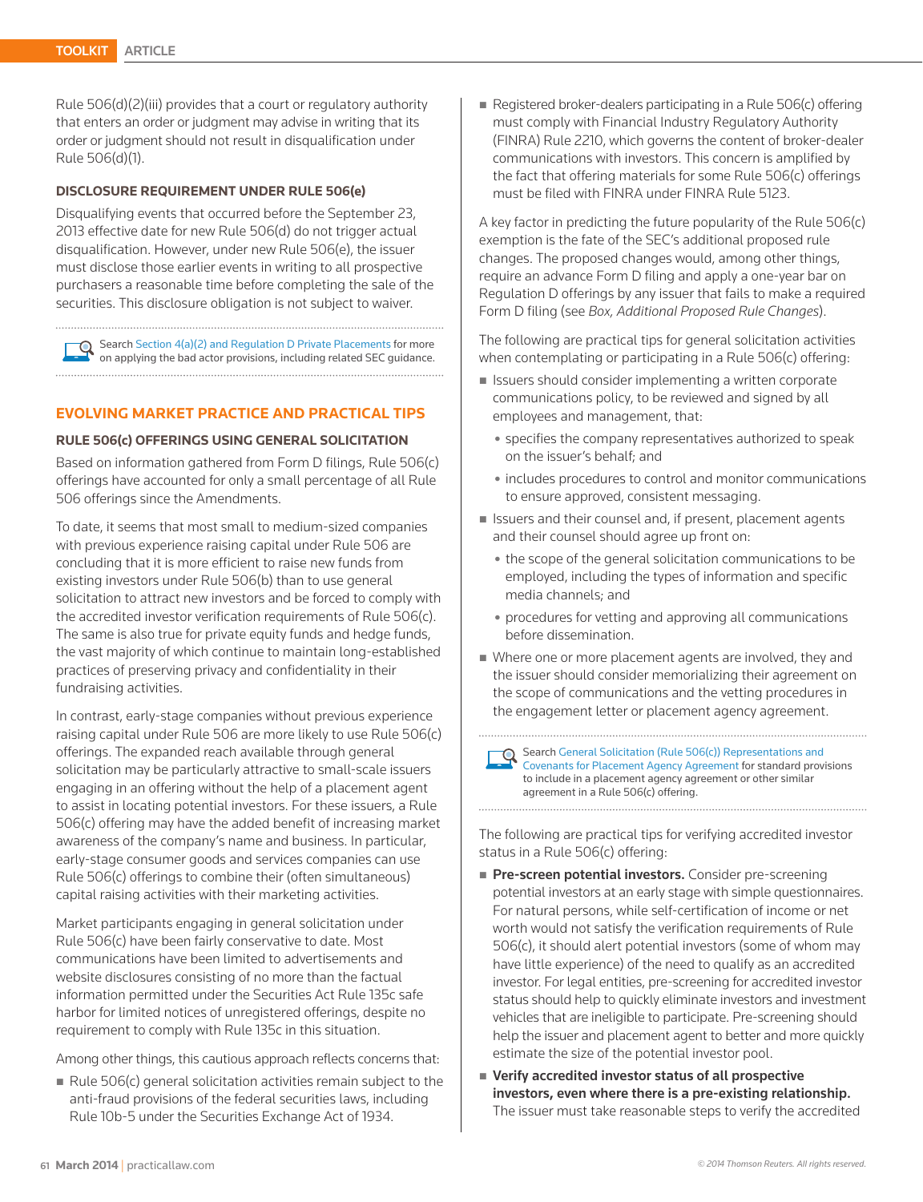Rule 506(d)(2)(iii) provides that a court or regulatory authority that enters an order or judgment may advise in writing that its order or judgment should not result in disqualification under Rule 506(d)(1).

#### DISCLOSURE REQUIREMENT UNDER RULE 506(e)

Disqualifying events that occurred before the September 23, 2013 effective date for new Rule 506(d) do not trigger actual disqualification. However, under new Rule 506(e), the issuer must disclose those earlier events in writing to all prospective purchasers a reasonable time before completing the sale of the securities. This disclosure obligation is not subject to waiver.

Search Section 4(a)(2) and Regulation D Private Placements for more on applying the bad actor provisions, including related SEC guidance.

### EVOLVING MARKET PRACTICE AND PRACTICAL TIPS

#### RULE 506(c) OFFERINGS USING GENERAL SOLICITATION

Based on information gathered from Form D filings, Rule 506(c) offerings have accounted for only a small percentage of all Rule 506 offerings since the Amendments.

To date, it seems that most small to medium-sized companies with previous experience raising capital under Rule 506 are concluding that it is more efficient to raise new funds from existing investors under Rule 506(b) than to use general solicitation to attract new investors and be forced to comply with the accredited investor verification requirements of Rule 506(c). The same is also true for private equity funds and hedge funds, the vast majority of which continue to maintain long-established practices of preserving privacy and confidentiality in their fundraising activities.

In contrast, early-stage companies without previous experience raising capital under Rule 506 are more likely to use Rule 506(c) offerings. The expanded reach available through general solicitation may be particularly attractive to small-scale issuers engaging in an offering without the help of a placement agent to assist in locating potential investors. For these issuers, a Rule 506(c) offering may have the added benefit of increasing market awareness of the company's name and business. In particular, early-stage consumer goods and services companies can use Rule 506(c) offerings to combine their (often simultaneous) capital raising activities with their marketing activities.

Market participants engaging in general solicitation under Rule 506(c) have been fairly conservative to date. Most communications have been limited to advertisements and website disclosures consisting of no more than the factual information permitted under the Securities Act Rule 135c safe harbor for limited notices of unregistered offerings, despite no requirement to comply with Rule 135c in this situation.

Among other things, this cautious approach reflects concerns that:

- Rule 506(c) general solicitation activities remain subject to the anti-fraud provisions of the federal securities laws, including Rule 10b-5 under the Securities Exchange Act of 1934.
- Registered broker-dealers participating in a Rule 506(c) offering must comply with Financial Industry Regulatory Authority (FINRA) Rule 2210, which governs the content of broker-dealer communications with investors. This concern is amplified by the fact that offering materials for some Rule 506(c) offerings must be filed with FINRA under FINRA Rule 5123.

A key factor in predicting the future popularity of the Rule 506(c) exemption is the fate of the SEC's additional proposed rule changes. The proposed changes would, among other things, require an advance Form D filing and apply a one-year bar on Regulation D offerings by any issuer that fails to make a required Form D filing (see *Box, Additional Proposed Rule Changes*).

The following are practical tips for general solicitation activities when contemplating or participating in a Rule 506(c) offering:

- Issuers should consider implementing a written corporate communications policy, to be reviewed and signed by all employees and management, that:
  - specifies the company representatives authorized to speak on the issuer's behalf; and
  - includes procedures to control and monitor communications to ensure approved, consistent messaging.
- Issuers and their counsel and, if present, placement agents and their counsel should agree up front on:
  - the scope of the general solicitation communications to be employed, including the types of information and specific media channels; and
  - procedures for vetting and approving all communications before dissemination.
- Where one or more placement agents are involved, they and the issuer should consider memorializing their agreement on the scope of communications and the vetting procedures in the engagement letter or placement agency agreement.

Search General Solicitation (Rule 506(c)) Representations and Covenants for Placement Agency Agreement for standard provisions to include in a placement agency agreement or other similar agreement in a Rule 506(c) offering.

The following are practical tips for verifying accredited investor status in a Rule 506(c) offering:

- **Pre-screen potential investors.** Consider pre-screening potential investors at an early stage with simple questionnaires. For natural persons, while self-certification of income or net worth would not satisfy the verification requirements of Rule 506(c), it should alert potential investors (some of whom may have little experience) of the need to qualify as an accredited investor. For legal entities, pre-screening for accredited investor status should help to quickly eliminate investors and investment vehicles that are ineligible to participate. Pre-screening should help the issuer and placement agent to better and more quickly estimate the size of the potential investor pool.
- **Verify accredited investor status of all prospective investors, even where there is a pre-existing relationship.** The issuer must take reasonable steps to verify the accredited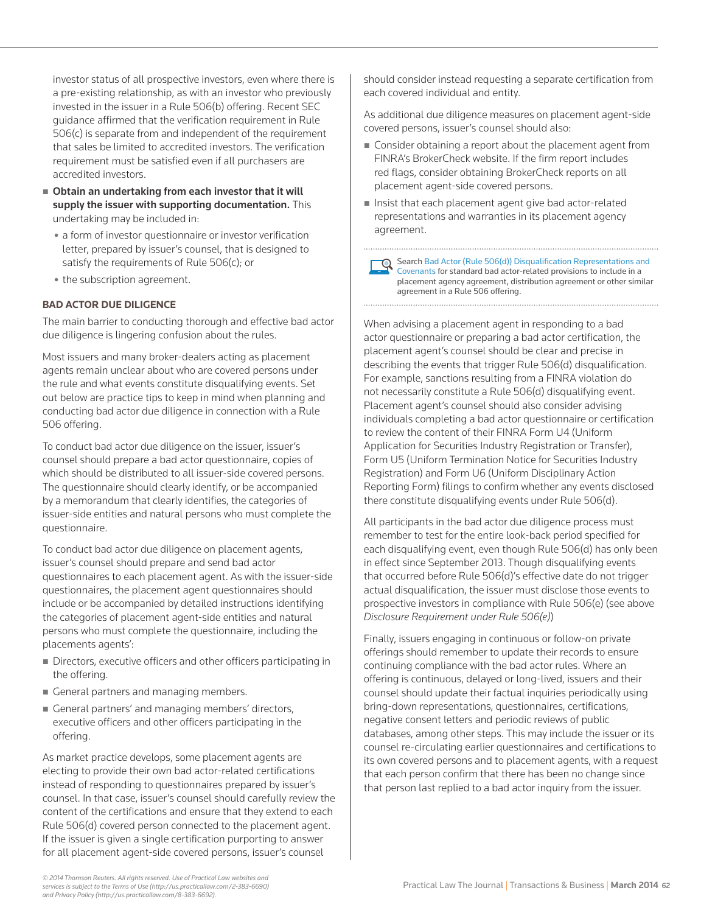investor status of all prospective investors, even where there is a pre-existing relationship, as with an investor who previously invested in the issuer in a Rule 506(b) offering. Recent SEC guidance affirmed that the verification requirement in Rule 506(c) is separate from and independent of the requirement that sales be limited to accredited investors. The verification requirement must be satisfied even if all purchasers are accredited investors.

- **Obtain an undertaking from each investor that it will supply the issuer with supporting documentation.** This undertaking may be included in:
  - a form of investor questionnaire or investor verification letter, prepared by issuer's counsel, that is designed to satisfy the requirements of Rule 506(c); or
  - the subscription agreement.

### BAD ACTOR DUE DILIGENCE

The main barrier to conducting thorough and effective bad actor due diligence is lingering confusion about the rules.

Most issuers and many broker-dealers acting as placement agents remain unclear about who are covered persons under the rule and what events constitute disqualifying events. Set out below are practice tips to keep in mind when planning and conducting bad actor due diligence in connection with a Rule 506 offering.

To conduct bad actor due diligence on the issuer, issuer's counsel should prepare a bad actor questionnaire, copies of which should be distributed to all issuer-side covered persons. The questionnaire should clearly identify, or be accompanied by a memorandum that clearly identifies, the categories of issuer-side entities and natural persons who must complete the questionnaire.

To conduct bad actor due diligence on placement agents, issuer's counsel should prepare and send bad actor questionnaires to each placement agent. As with the issuer-side questionnaires, the placement agent questionnaires should include or be accompanied by detailed instructions identifying the categories of placement agent-side entities and natural persons who must complete the questionnaire, including the placements agents':

- Directors, executive officers and other officers participating in the offering.
- General partners and managing members.
- General partners' and managing members' directors, executive officers and other officers participating in the offering.

As market practice develops, some placement agents are electing to provide their own bad actor-related certifications instead of responding to questionnaires prepared by issuer's counsel. In that case, issuer's counsel should carefully review the content of the certifications and ensure that they extend to each Rule 506(d) covered person connected to the placement agent. If the issuer is given a single certification purporting to answer for all placement agent-side covered persons, issuer's counsel should consider instead requesting a separate certification from each covered individual and entity.

As additional due diligence measures on placement agent-side covered persons, issuer's counsel should also:

- Consider obtaining a report about the placement agent from FINRA's BrokerCheck website. If the firm report includes red flags, consider obtaining BrokerCheck reports on all placement agent-side covered persons.
- Insist that each placement agent give bad actor-related representations and warranties in its placement agency agreement.

Search Bad Actor (Rule 506(d)) Disqualification Representations and Covenants for standard bad actor-related provisions to include in a placement agency agreement, distribution agreement or other similar agreement in a Rule 506 offering.

When advising a placement agent in responding to a bad actor questionnaire or preparing a bad actor certification, the placement agent's counsel should be clear and precise in describing the events that trigger Rule 506(d) disqualification. For example, sanctions resulting from a FINRA violation do not necessarily constitute a Rule 506(d) disqualifying event. Placement agent's counsel should also consider advising individuals completing a bad actor questionnaire or certification to review the content of their FINRA Form U4 (Uniform Application for Securities Industry Registration or Transfer), Form U5 (Uniform Termination Notice for Securities Industry Registration) and Form U6 (Uniform Disciplinary Action Reporting Form) filings to confirm whether any events disclosed there constitute disqualifying events under Rule 506(d).

All participants in the bad actor due diligence process must remember to test for the entire look-back period specified for each disqualifying event, even though Rule 506(d) has only been in effect since September 2013. Though disqualifying events that occurred before Rule 506(d)'s effective date do not trigger actual disqualification, the issuer must disclose those events to prospective investors in compliance with Rule 506(e) (see above *Disclosure Requirement under Rule 506(e)*)

Finally, issuers engaging in continuous or follow-on private offerings should remember to update their records to ensure continuing compliance with the bad actor rules. Where an offering is continuous, delayed or long-lived, issuers and their counsel should update their factual inquiries periodically using bring-down representations, questionnaires, certifications, negative consent letters and periodic reviews of public databases, among other steps. This may include the issuer or its counsel re-circulating earlier questionnaires and certifications to its own covered persons and to placement agents, with a request that each person confirm that there has been no change since that person last replied to a bad actor inquiry from the issuer.

*© 2014 Thomson Reuters. All rights reserved. Use of Practical Law websites and services is subject to the Terms of Use (http://us.practicallaw.com/2-383-6690) and Privacy Policy (http://us.practicallaw.com/8-383-6692).*